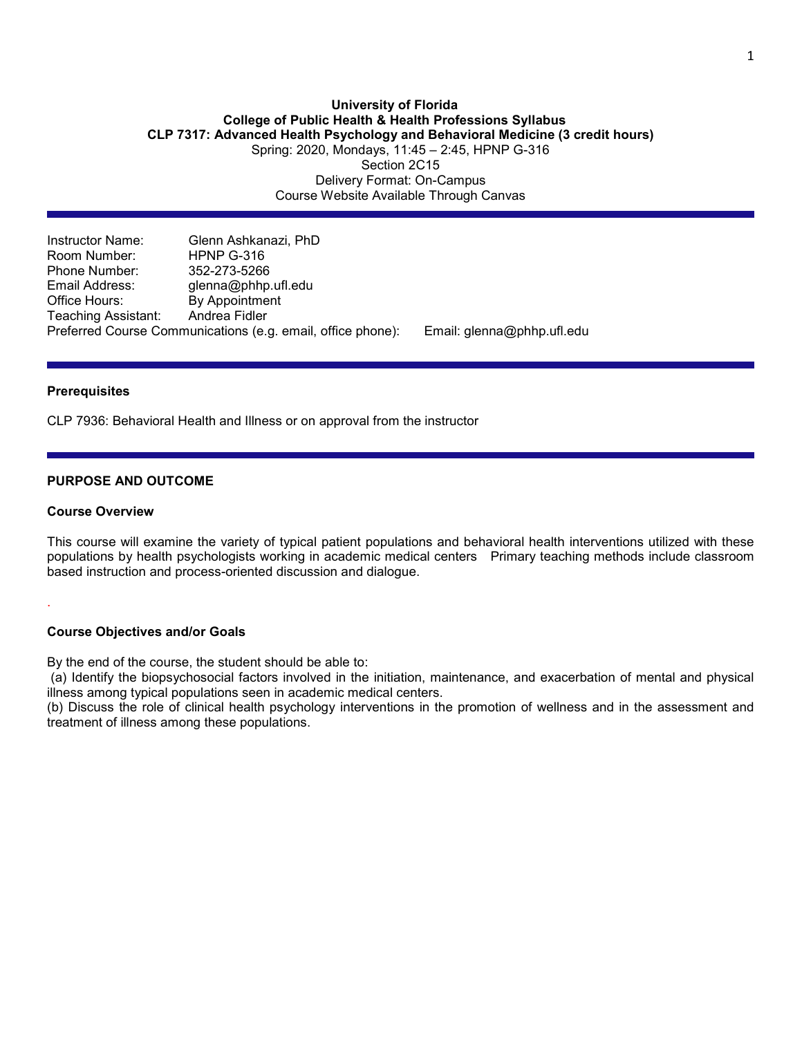**University of Florida**
**College of Public Health & Health Professions Syllabus**
**CLP 7317: Advanced Health Psychology and Behavioral Medicine (3 credit hours)**
Spring: 2020, Mondays, 11:45 – 2:45, HPNP G-316
Section 2C15
Delivery Format: On-Campus
Course Website Available Through Canvas

Instructor Name: Glenn Ashkanazi, PhD
Room Number: HPNP G-316
Phone Number: 352-273-5266
Email Address: glenna@phhp.ufl.edu
Office Hours: By Appointment
Teaching Assistant: Andrea Fidler
Preferred Course Communications (e.g. email, office phone): Email: glenna@phhp.ufl.edu

**Prerequisites**

CLP 7936: Behavioral Health and Illness or on approval from the instructor

## PURPOSE AND OUTCOME

**Course Overview**

This course will examine the variety of typical patient populations and behavioral health interventions utilized with these populations by health psychologists working in academic medical centers Primary teaching methods include classroom based instruction and process-oriented discussion and dialogue.

.

**Course Objectives and/or Goals**

By the end of the course, the student should be able to:
(a) Identify the biopsychosocial factors involved in the initiation, maintenance, and exacerbation of mental and physical illness among typical populations seen in academic medical centers.
(b) Discuss the role of clinical health psychology interventions in the promotion of wellness and in the assessment and treatment of illness among these populations.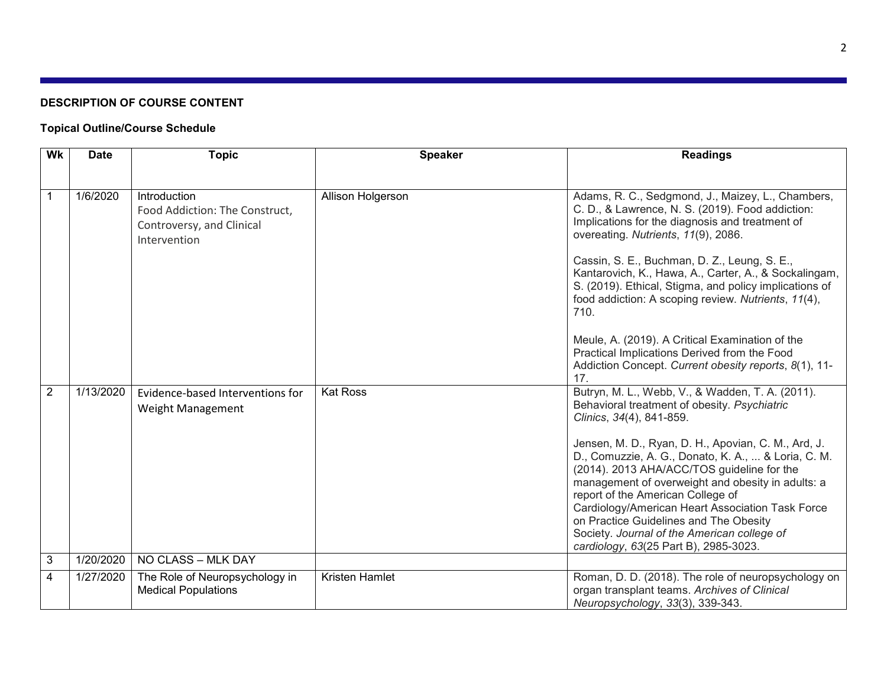**DESCRIPTION OF COURSE CONTENT**

**Topical Outline/Course Schedule**

| Wk | Date | Topic | Speaker | Readings |
|---|---|---|---|---|
| 1 | 1/6/2020 | Introduction<br>Food Addiction: The Construct, Controversy, and Clinical Intervention | Allison Holgerson | Adams, R. C., Sedgmond, J., Maizey, L., Chambers, C. D., & Lawrence, N. S. (2019). Food addiction: Implications for the diagnosis and treatment of overeating. *Nutrients*, *11*(9), 2086.<br><br>Cassin, S. E., Buchman, D. Z., Leung, S. E., Kantarovich, K., Hawa, A., Carter, A., & Sockalingam, S. (2019). Ethical, Stigma, and policy implications of food addiction: A scoping review. *Nutrients*, *11*(4), 710.<br><br>Meule, A. (2019). A Critical Examination of the Practical Implications Derived from the Food Addiction Concept. *Current obesity reports*, *8*(1), 11-17. |
| 2 | 1/13/2020 | Evidence-based Interventions for Weight Management | Kat Ross | Butryn, M. L., Webb, V., & Wadden, T. A. (2011). Behavioral treatment of obesity. *Psychiatric Clinics*, *34*(4), 841-859.<br><br>Jensen, M. D., Ryan, D. H., Apovian, C. M., Ard, J. D., Comuzzie, A. G., Donato, K. A., ... & Loria, C. M. (2014). 2013 AHA/ACC/TOS guideline for the management of overweight and obesity in adults: a report of the American College of Cardiology/American Heart Association Task Force on Practice Guidelines and The Obesity Society. *Journal of the American college of cardiology*, *63*(25 Part B), 2985-3023. |
| 3 | 1/20/2020 | NO CLASS – MLK DAY | | |
| 4 | 1/27/2020 | The Role of Neuropsychology in Medical Populations | Kristen Hamlet | Roman, D. D. (2018). The role of neuropsychology on organ transplant teams. *Archives of Clinical Neuropsychology*, *33*(3), 339-343. |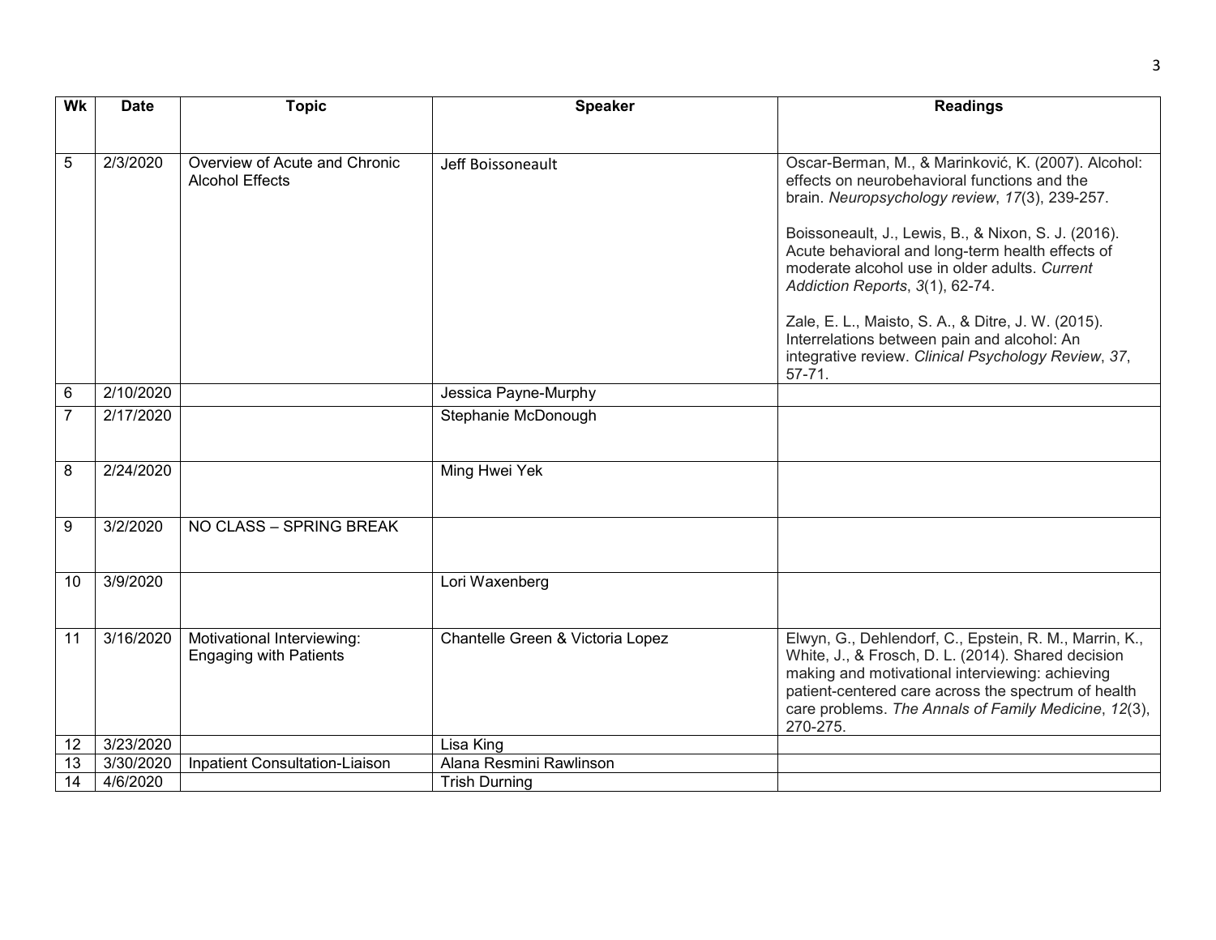| Wk | Date | Topic | Speaker | Readings |
|---|---|---|---|---|
| 5 | 2/3/2020 | Overview of Acute and Chronic Alcohol Effects | Jeff Boissoneault | Oscar-Berman, M., & Marinković, K. (2007). Alcohol: effects on neurobehavioral functions and the brain. *Neuropsychology review*, *17*(3), 239-257.<br><br>Boissoneault, J., Lewis, B., & Nixon, S. J. (2016). Acute behavioral and long-term health effects of moderate alcohol use in older adults. *Current Addiction Reports*, *3*(1), 62-74.<br><br>Zale, E. L., Maisto, S. A., & Ditre, J. W. (2015). Interrelations between pain and alcohol: An integrative review. *Clinical Psychology Review*, *37*, 57-71. |
| 6 | 2/10/2020 | | Jessica Payne-Murphy | |
| 7 | 2/17/2020 | | Stephanie McDonough | |
| 8 | 2/24/2020 | | Ming Hwei Yek | |
| 9 | 3/2/2020 | NO CLASS – SPRING BREAK | | |
| 10 | 3/9/2020 | | Lori Waxenberg | |
| 11 | 3/16/2020 | Motivational Interviewing: Engaging with Patients | Chantelle Green & Victoria Lopez | Elwyn, G., Dehlendorf, C., Epstein, R. M., Marrin, K., White, J., & Frosch, D. L. (2014). Shared decision making and motivational interviewing: achieving patient-centered care across the spectrum of health care problems. *The Annals of Family Medicine*, *12*(3), 270-275. |
| 12 | 3/23/2020 | | Lisa King | |
| 13 | 3/30/2020 | Inpatient Consultation-Liaison | Alana Resmini Rawlinson | |
| 14 | 4/6/2020 | | Trish Durning | |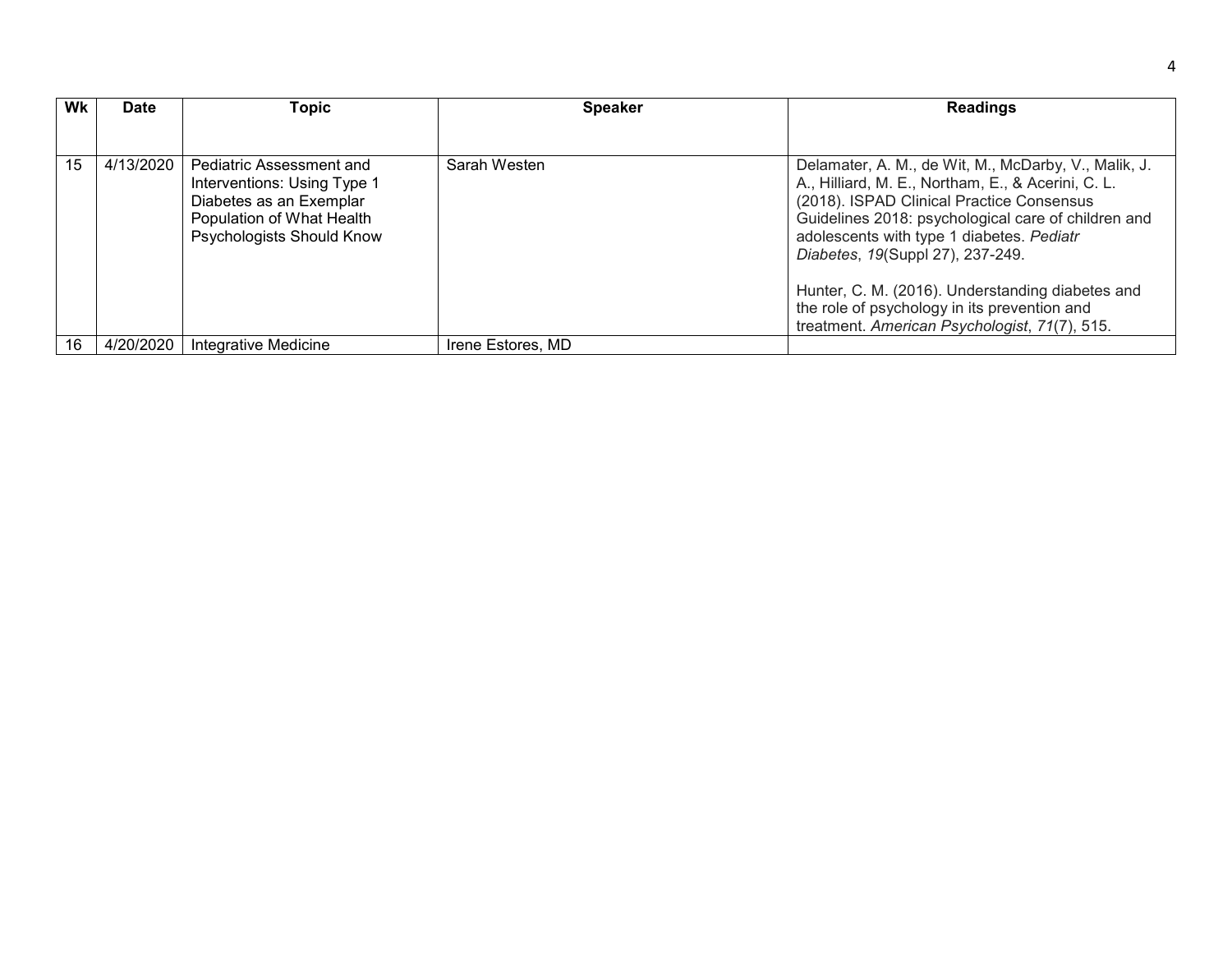| Wk | Date | Topic | Speaker | Readings |
|---|---|---|---|---|
| 15 | 4/13/2020 | Pediatric Assessment and Interventions: Using Type 1 Diabetes as an Exemplar Population of What Health Psychologists Should Know | Sarah Westen | Delamater, A. M., de Wit, M., McDarby, V., Malik, J. A., Hilliard, M. E., Northam, E., & Acerini, C. L. (2018). ISPAD Clinical Practice Consensus Guidelines 2018: psychological care of children and adolescents with type 1 diabetes. *Pediatr Diabetes*, *19*(Suppl 27), 237-249.<br><br>Hunter, C. M. (2016). Understanding diabetes and the role of psychology in its prevention and treatment. *American Psychologist*, *71*(7), 515. |
| 16 | 4/20/2020 | Integrative Medicine | Irene Estores, MD | |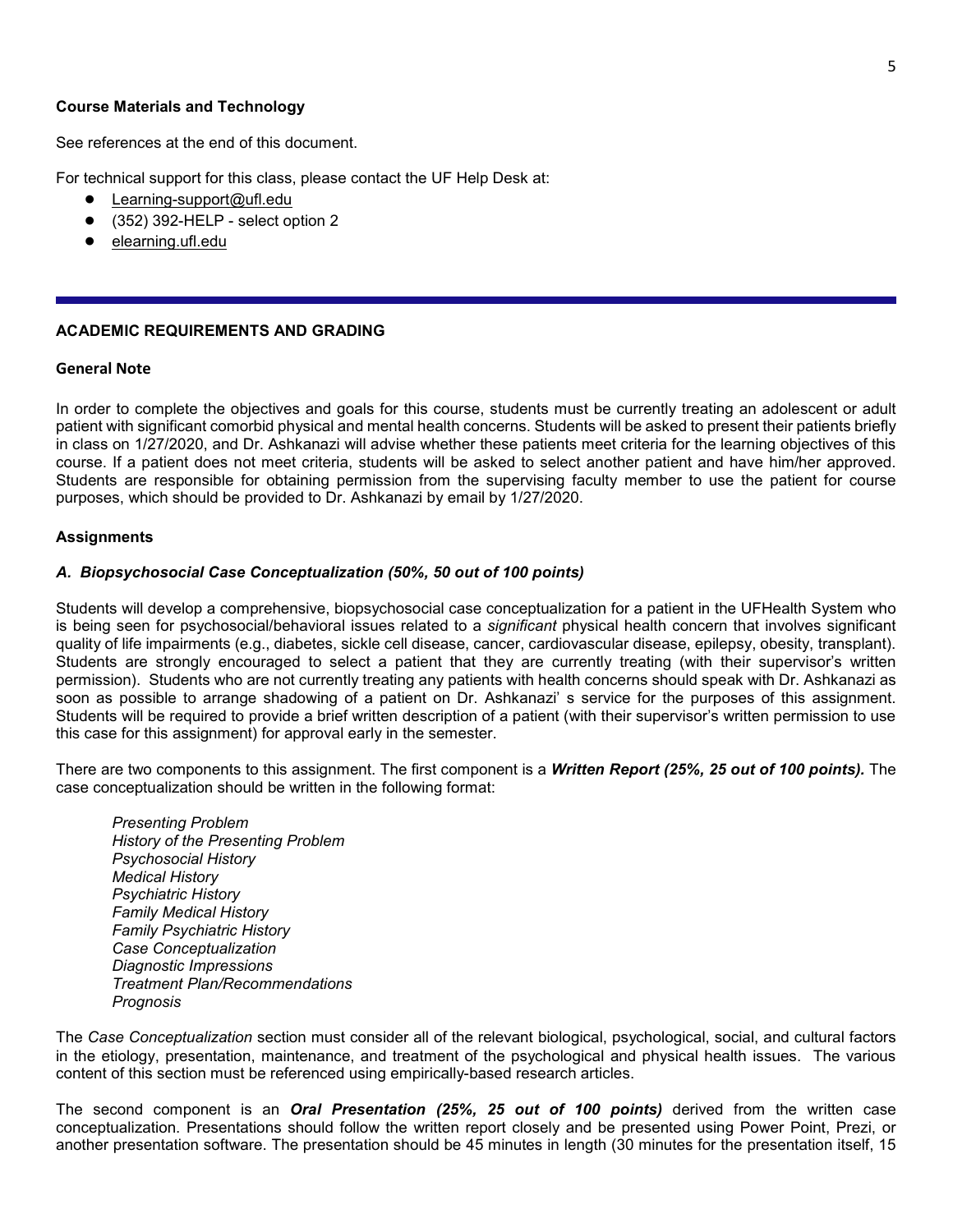**Course Materials and Technology**

See references at the end of this document.

For technical support for this class, please contact the UF Help Desk at:

- Learning-support@ufl.edu
- (352) 392-HELP - select option 2
- elearning.ufl.edu

---

## ACADEMIC REQUIREMENTS AND GRADING

### General Note

In order to complete the objectives and goals for this course, students must be currently treating an adolescent or adult patient with significant comorbid physical and mental health concerns. Students will be asked to present their patients briefly in class on 1/27/2020, and Dr. Ashkanazi will advise whether these patients meet criteria for the learning objectives of this course. If a patient does not meet criteria, students will be asked to select another patient and have him/her approved. Students are responsible for obtaining permission from the supervising faculty member to use the patient for course purposes, which should be provided to Dr. Ashkanazi by email by 1/27/2020.

### Assignments

#### *A. Biopsychosocial Case Conceptualization (50%, 50 out of 100 points)*

Students will develop a comprehensive, biopsychosocial case conceptualization for a patient in the UFHealth System who is being seen for psychosocial/behavioral issues related to a *significant* physical health concern that involves significant quality of life impairments (e.g., diabetes, sickle cell disease, cancer, cardiovascular disease, epilepsy, obesity, transplant). Students are strongly encouraged to select a patient that they are currently treating (with their supervisor's written permission). Students who are not currently treating any patients with health concerns should speak with Dr. Ashkanazi as soon as possible to arrange shadowing of a patient on Dr. Ashkanazi' s service for the purposes of this assignment. Students will be required to provide a brief written description of a patient (with their supervisor's written permission to use this case for this assignment) for approval early in the semester.

There are two components to this assignment. The first component is a ***Written Report (25%, 25 out of 100 points).*** The case conceptualization should be written in the following format:

*Presenting Problem*
*History of the Presenting Problem*
*Psychosocial History*
*Medical History*
*Psychiatric History*
*Family Medical History*
*Family Psychiatric History*
*Case Conceptualization*
*Diagnostic Impressions*
*Treatment Plan/Recommendations*
*Prognosis*

The *Case Conceptualization* section must consider all of the relevant biological, psychological, social, and cultural factors in the etiology, presentation, maintenance, and treatment of the psychological and physical health issues. The various content of this section must be referenced using empirically-based research articles.

The second component is an ***Oral Presentation (25%, 25 out of 100 points)*** derived from the written case conceptualization. Presentations should follow the written report closely and be presented using Power Point, Prezi, or another presentation software. The presentation should be 45 minutes in length (30 minutes for the presentation itself, 15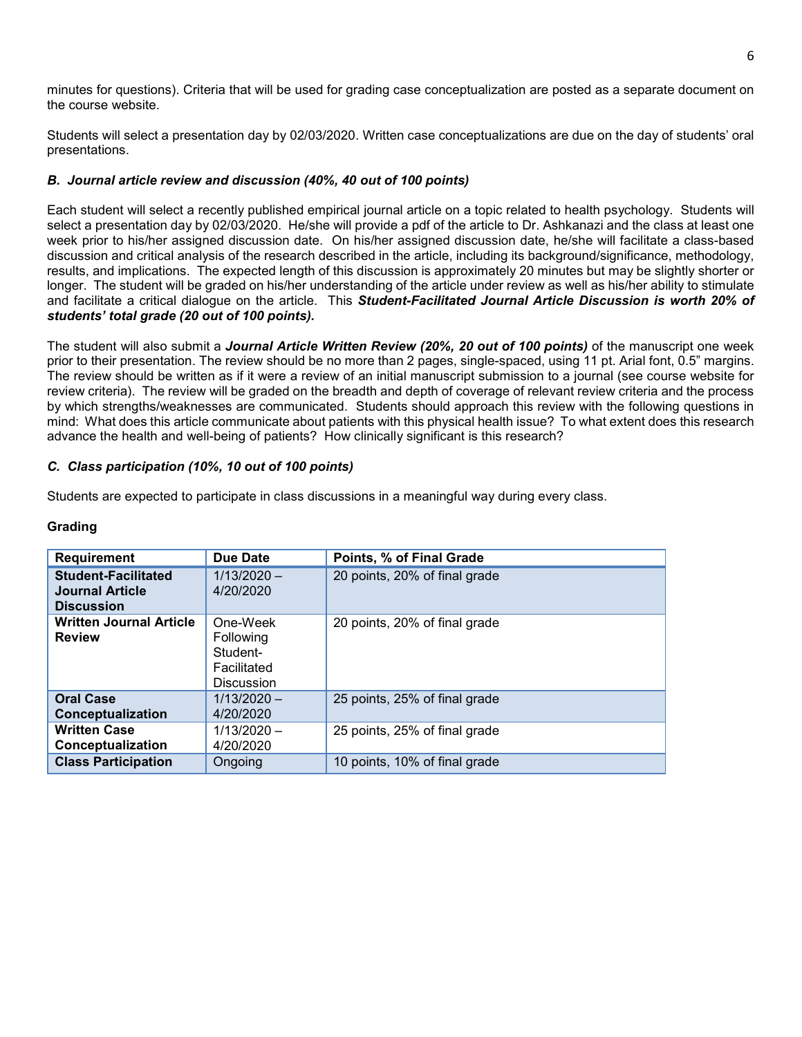minutes for questions). Criteria that will be used for grading case conceptualization are posted as a separate document on the course website.

Students will select a presentation day by 02/03/2020. Written case conceptualizations are due on the day of students' oral presentations.

### *B. Journal article review and discussion (40%, 40 out of 100 points)*

Each student will select a recently published empirical journal article on a topic related to health psychology. Students will select a presentation day by 02/03/2020. He/she will provide a pdf of the article to Dr. Ashkanazi and the class at least one week prior to his/her assigned discussion date. On his/her assigned discussion date, he/she will facilitate a class-based discussion and critical analysis of the research described in the article, including its background/significance, methodology, results, and implications. The expected length of this discussion is approximately 20 minutes but may be slightly shorter or longer. The student will be graded on his/her understanding of the article under review as well as his/her ability to stimulate and facilitate a critical dialogue on the article. This ***Student-Facilitated Journal Article Discussion is worth 20% of students' total grade (20 out of 100 points).***

The student will also submit a ***Journal Article Written Review (20%, 20 out of 100 points)*** of the manuscript one week prior to their presentation. The review should be no more than 2 pages, single-spaced, using 11 pt. Arial font, 0.5" margins. The review should be written as if it were a review of an initial manuscript submission to a journal (see course website for review criteria). The review will be graded on the breadth and depth of coverage of relevant review criteria and the process by which strengths/weaknesses are communicated. Students should approach this review with the following questions in mind: What does this article communicate about patients with this physical health issue? To what extent does this research advance the health and well-being of patients? How clinically significant is this research?

### *C. Class participation (10%, 10 out of 100 points)*

Students are expected to participate in class discussions in a meaningful way during every class.

**Grading**

| Requirement | Due Date | Points, % of Final Grade |
|---|---|---|
| **Student-Facilitated Journal Article Discussion** | 1/13/2020 – 4/20/2020 | 20 points, 20% of final grade |
| **Written Journal Article Review** | One-Week Following Student-Facilitated Discussion | 20 points, 20% of final grade |
| **Oral Case Conceptualization** | 1/13/2020 – 4/20/2020 | 25 points, 25% of final grade |
| **Written Case Conceptualization** | 1/13/2020 – 4/20/2020 | 25 points, 25% of final grade |
| **Class Participation** | Ongoing | 10 points, 10% of final grade |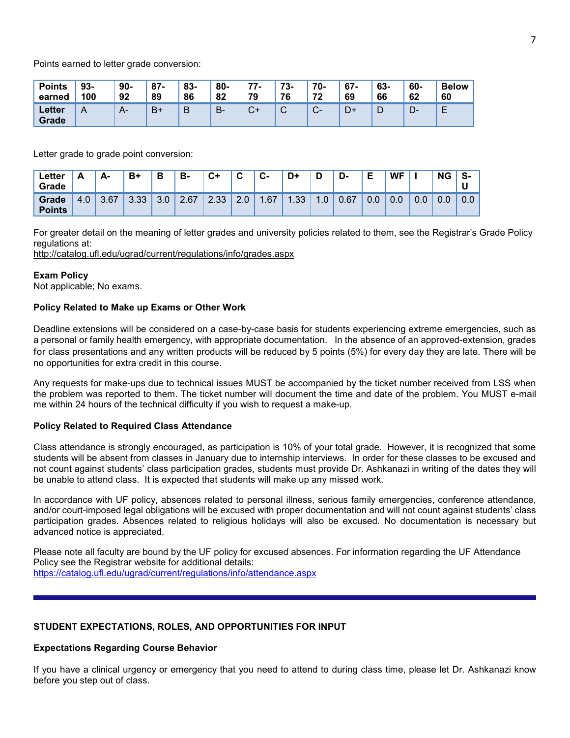Points earned to letter grade conversion:

| Points earned | 93-100 | 90-92 | 87-89 | 83-86 | 80-82 | 77-79 | 73-76 | 70-72 | 67-69 | 63-66 | 60-62 | Below 60 |
|---|---|---|---|---|---|---|---|---|---|---|---|---|
| Letter Grade | A | A- | B+ | B | B- | C+ | C | C- | D+ | D | D- | E |

Letter grade to grade point conversion:

| Letter Grade | A | A- | B+ | B | B- | C+ | C | C- | D+ | D | D- | E | WF | I | NG | S-U |
|---|---|---|---|---|---|---|---|---|---|---|---|---|---|---|---|---|
| Grade Points | 4.0 | 3.67 | 3.33 | 3.0 | 2.67 | 2.33 | 2.0 | 1.67 | 1.33 | 1.0 | 0.67 | 0.0 | 0.0 | 0.0 | 0.0 | 0.0 |

For greater detail on the meaning of letter grades and university policies related to them, see the Registrar's Grade Policy regulations at:
http://catalog.ufl.edu/ugrad/current/regulations/info/grades.aspx

**Exam Policy**
Not applicable; No exams.

**Policy Related to Make up Exams or Other Work**

Deadline extensions will be considered on a case-by-case basis for students experiencing extreme emergencies, such as a personal or family health emergency, with appropriate documentation. In the absence of an approved-extension, grades for class presentations and any written products will be reduced by 5 points (5%) for every day they are late. There will be no opportunities for extra credit in this course.

Any requests for make-ups due to technical issues MUST be accompanied by the ticket number received from LSS when the problem was reported to them. The ticket number will document the time and date of the problem. You MUST e-mail me within 24 hours of the technical difficulty if you wish to request a make-up.

**Policy Related to Required Class Attendance**

Class attendance is strongly encouraged, as participation is 10% of your total grade. However, it is recognized that some students will be absent from classes in January due to internship interviews. In order for these classes to be excused and not count against students' class participation grades, students must provide Dr. Ashkanazi in writing of the dates they will be unable to attend class. It is expected that students will make up any missed work.

In accordance with UF policy, absences related to personal illness, serious family emergencies, conference attendance, and/or court-imposed legal obligations will be excused with proper documentation and will not count against students' class participation grades. Absences related to religious holidays will also be excused. No documentation is necessary but advanced notice is appreciated.

Please note all faculty are bound by the UF policy for excused absences. For information regarding the UF Attendance Policy see the Registrar website for additional details:
https://catalog.ufl.edu/ugrad/current/regulations/info/attendance.aspx

---

**STUDENT EXPECTATIONS, ROLES, AND OPPORTUNITIES FOR INPUT**

**Expectations Regarding Course Behavior**

If you have a clinical urgency or emergency that you need to attend to during class time, please let Dr. Ashkanazi know before you step out of class.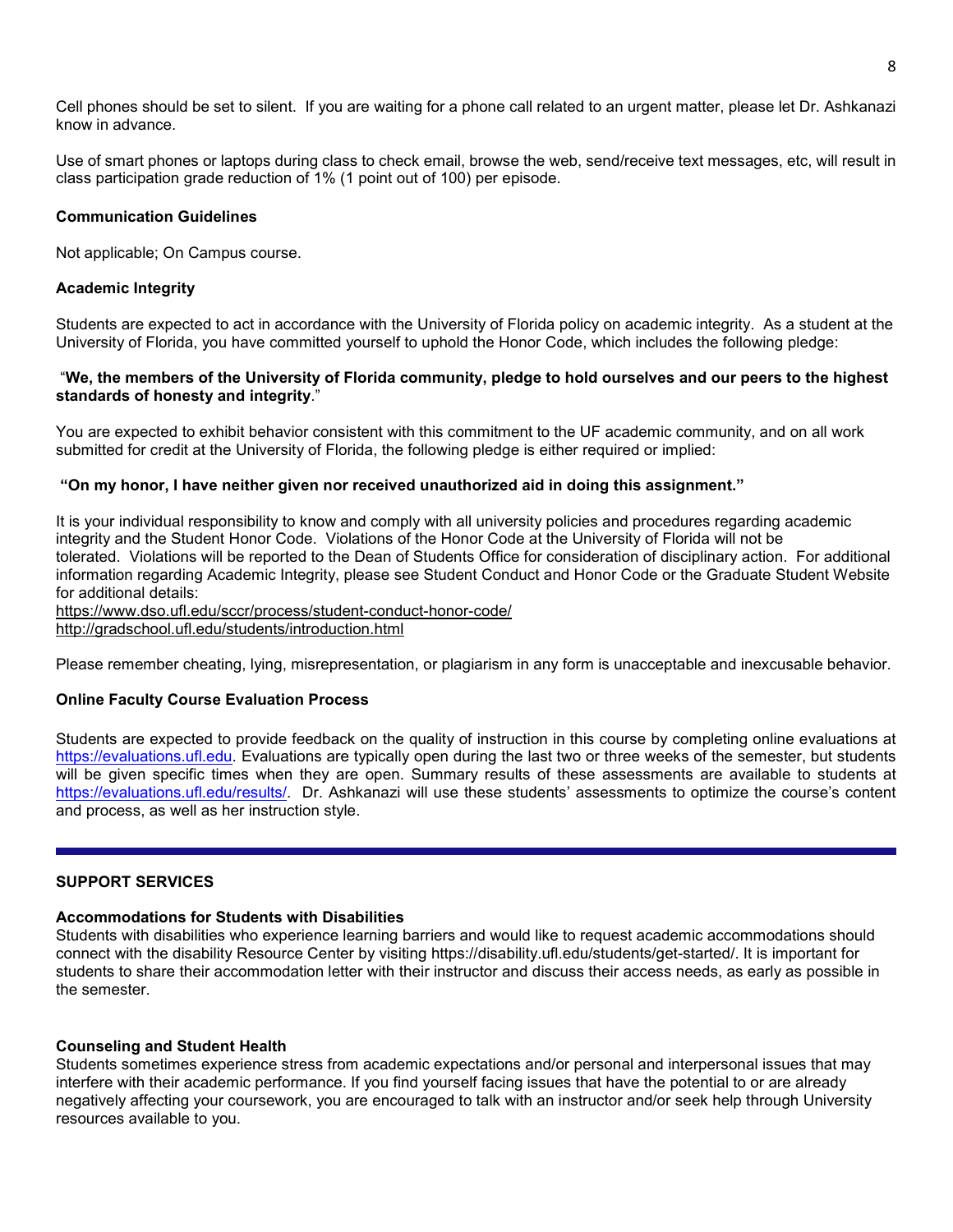Cell phones should be set to silent. If you are waiting for a phone call related to an urgent matter, please let Dr. Ashkanazi know in advance.

Use of smart phones or laptops during class to check email, browse the web, send/receive text messages, etc, will result in class participation grade reduction of 1% (1 point out of 100) per episode.

### Communication Guidelines

Not applicable; On Campus course.

### Academic Integrity

Students are expected to act in accordance with the University of Florida policy on academic integrity. As a student at the University of Florida, you have committed yourself to uphold the Honor Code, which includes the following pledge:

"**We, the members of the University of Florida community, pledge to hold ourselves and our peers to the highest standards of honesty and integrity**."

You are expected to exhibit behavior consistent with this commitment to the UF academic community, and on all work submitted for credit at the University of Florida, the following pledge is either required or implied:

**"On my honor, I have neither given nor received unauthorized aid in doing this assignment."**

It is your individual responsibility to know and comply with all university policies and procedures regarding academic integrity and the Student Honor Code. Violations of the Honor Code at the University of Florida will not be tolerated. Violations will be reported to the Dean of Students Office for consideration of disciplinary action. For additional information regarding Academic Integrity, please see Student Conduct and Honor Code or the Graduate Student Website for additional details:
https://www.dso.ufl.edu/sccr/process/student-conduct-honor-code/
http://gradschool.ufl.edu/students/introduction.html

Please remember cheating, lying, misrepresentation, or plagiarism in any form is unacceptable and inexcusable behavior.

### Online Faculty Course Evaluation Process

Students are expected to provide feedback on the quality of instruction in this course by completing online evaluations at https://evaluations.ufl.edu. Evaluations are typically open during the last two or three weeks of the semester, but students will be given specific times when they are open. Summary results of these assessments are available to students at https://evaluations.ufl.edu/results/. Dr. Ashkanazi will use these students' assessments to optimize the course's content and process, as well as her instruction style.

---

## SUPPORT SERVICES

### Accommodations for Students with Disabilities

Students with disabilities who experience learning barriers and would like to request academic accommodations should connect with the disability Resource Center by visiting https://disability.ufl.edu/students/get-started/. It is important for students to share their accommodation letter with their instructor and discuss their access needs, as early as possible in the semester.

### Counseling and Student Health

Students sometimes experience stress from academic expectations and/or personal and interpersonal issues that may interfere with their academic performance. If you find yourself facing issues that have the potential to or are already negatively affecting your coursework, you are encouraged to talk with an instructor and/or seek help through University resources available to you.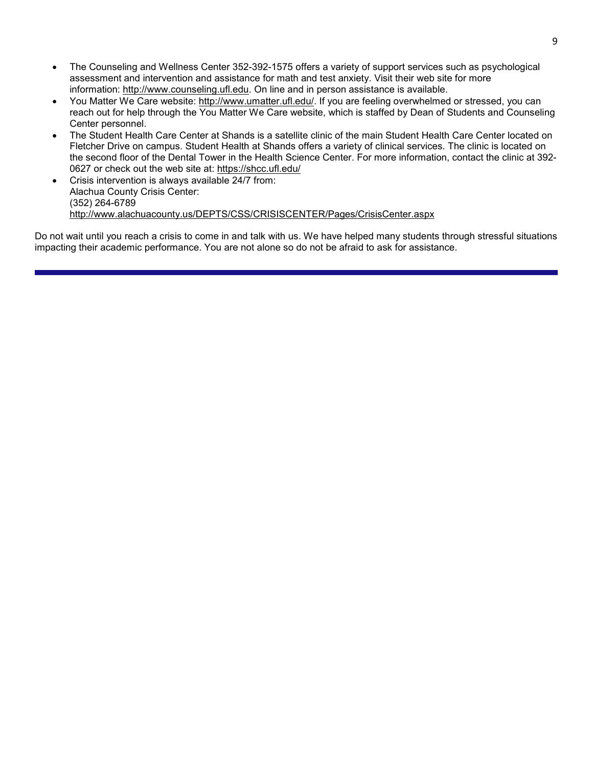- The Counseling and Wellness Center 352-392-1575 offers a variety of support services such as psychological assessment and intervention and assistance for math and test anxiety. Visit their web site for more information: http://www.counseling.ufl.edu. On line and in person assistance is available.
- You Matter We Care website: http://www.umatter.ufl.edu/. If you are feeling overwhelmed or stressed, you can reach out for help through the You Matter We Care website, which is staffed by Dean of Students and Counseling Center personnel.
- The Student Health Care Center at Shands is a satellite clinic of the main Student Health Care Center located on Fletcher Drive on campus. Student Health at Shands offers a variety of clinical services. The clinic is located on the second floor of the Dental Tower in the Health Science Center. For more information, contact the clinic at 392-0627 or check out the web site at: https://shcc.ufl.edu/
- Crisis intervention is always available 24/7 from:
  Alachua County Crisis Center:
  (352) 264-6789
  http://www.alachuacounty.us/DEPTS/CSS/CRISISCENTER/Pages/CrisisCenter.aspx

Do not wait until you reach a crisis to come in and talk with us. We have helped many students through stressful situations impacting their academic performance. You are not alone so do not be afraid to ask for assistance.